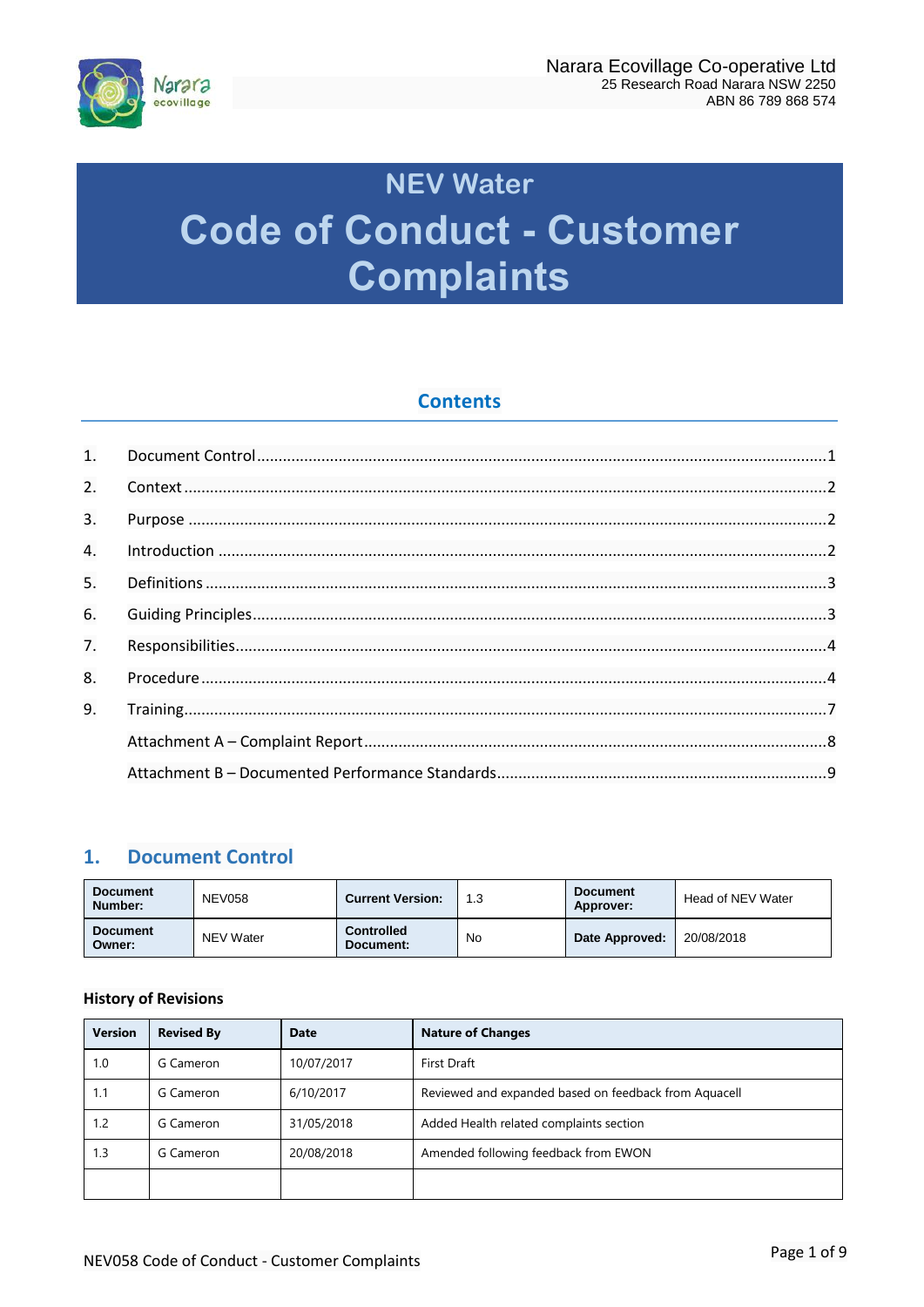Narara Ecovillage Co-operative Ltd
25 Research Road Narara NSW 2250
ABN 86 789 868 574

# NEV Water
# Code of Conduct - Customer Complaints

## Contents

1. Document Control ....................................................... 1
2. Context ....................................................... 2
3. Purpose ....................................................... 2
4. Introduction ....................................................... 2
5. Definitions ....................................................... 3
6. Guiding Principles ....................................................... 3
7. Responsibilities ....................................................... 4
8. Procedure ....................................................... 4
9. Training ....................................................... 7

Attachment A – Complaint Report ....................................................... 8

Attachment B – Documented Performance Standards ....................................................... 9

## 1. Document Control

| **Document Number:** | NEV058 | **Current Version:** | 1.3 | **Document Approver:** | Head of NEV Water |
|---|---|---|---|---|---|
| **Document Owner:** | NEV Water | **Controlled Document:** | No | **Date Approved:** | 20/08/2018 |

**History of Revisions**

| Version | Revised By | Date | Nature of Changes |
|---|---|---|---|
| 1.0 | G Cameron | 10/07/2017 | First Draft |
| 1.1 | G Cameron | 6/10/2017 | Reviewed and expanded based on feedback from Aquacell |
| 1.2 | G Cameron | 31/05/2018 | Added Health related complaints section |
| 1.3 | G Cameron | 20/08/2018 | Amended following feedback from EWON |
| | | | |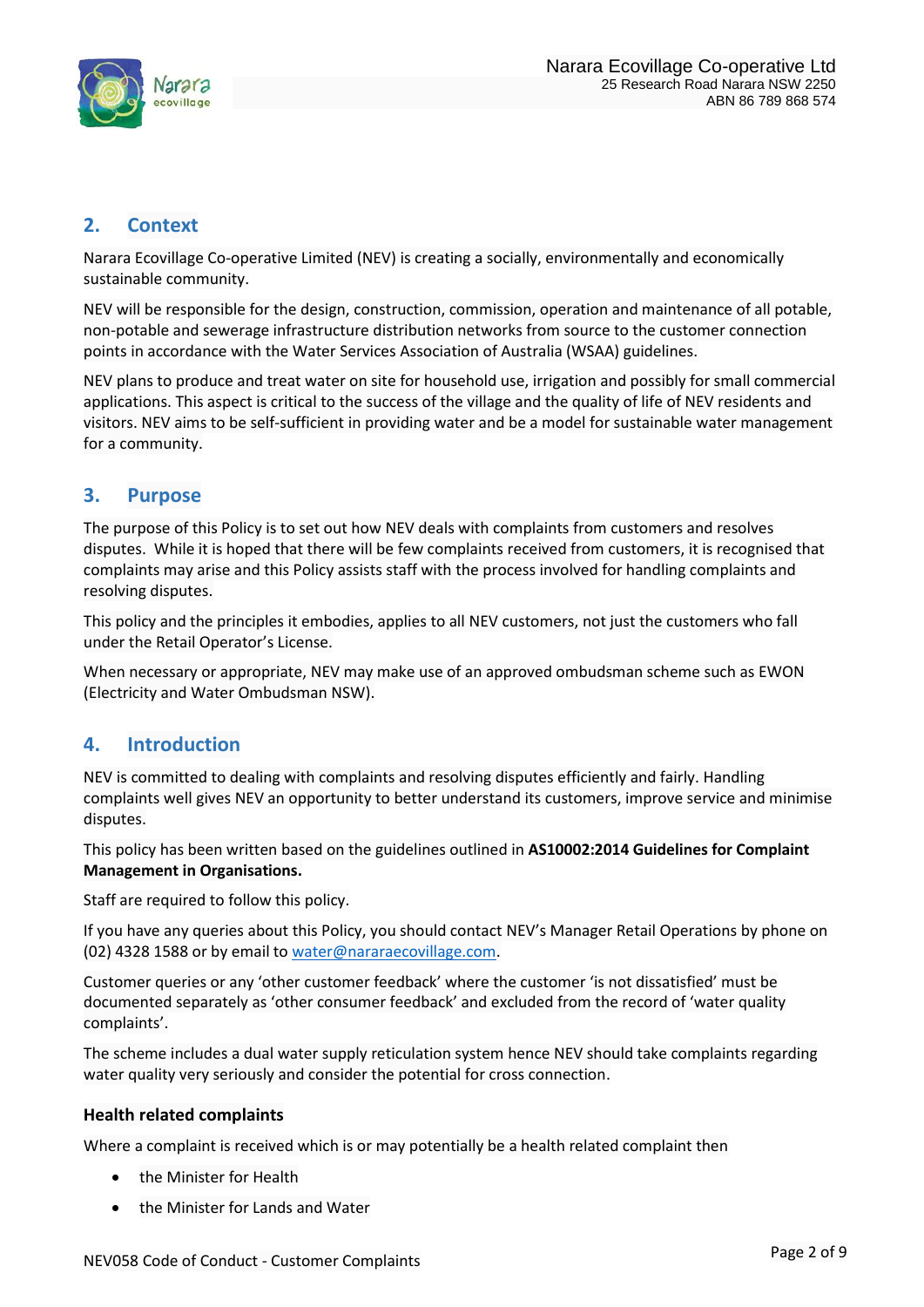## 2. Context

Narara Ecovillage Co-operative Limited (NEV) is creating a socially, environmentally and economically sustainable community.

NEV will be responsible for the design, construction, commission, operation and maintenance of all potable, non-potable and sewerage infrastructure distribution networks from source to the customer connection points in accordance with the Water Services Association of Australia (WSAA) guidelines.

NEV plans to produce and treat water on site for household use, irrigation and possibly for small commercial applications. This aspect is critical to the success of the village and the quality of life of NEV residents and visitors. NEV aims to be self-sufficient in providing water and be a model for sustainable water management for a community.

## 3. Purpose

The purpose of this Policy is to set out how NEV deals with complaints from customers and resolves disputes. While it is hoped that there will be few complaints received from customers, it is recognised that complaints may arise and this Policy assists staff with the process involved for handling complaints and resolving disputes.

This policy and the principles it embodies, applies to all NEV customers, not just the customers who fall under the Retail Operator's License.

When necessary or appropriate, NEV may make use of an approved ombudsman scheme such as EWON (Electricity and Water Ombudsman NSW).

## 4. Introduction

NEV is committed to dealing with complaints and resolving disputes efficiently and fairly. Handling complaints well gives NEV an opportunity to better understand its customers, improve service and minimise disputes.

This policy has been written based on the guidelines outlined in **AS10002:2014 Guidelines for Complaint Management in Organisations.**

Staff are required to follow this policy.

If you have any queries about this Policy, you should contact NEV's Manager Retail Operations by phone on (02) 4328 1588 or by email to water@nararaecovillage.com.

Customer queries or any 'other customer feedback' where the customer 'is not dissatisfied' must be documented separately as 'other consumer feedback' and excluded from the record of 'water quality complaints'.

The scheme includes a dual water supply reticulation system hence NEV should take complaints regarding water quality very seriously and consider the potential for cross connection.

### Health related complaints

Where a complaint is received which is or may potentially be a health related complaint then

- the Minister for Health
- the Minister for Lands and Water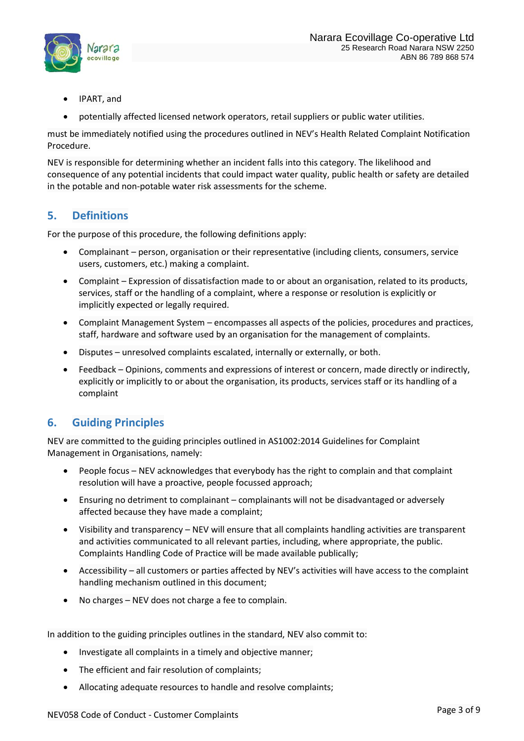- IPART, and
- potentially affected licensed network operators, retail suppliers or public water utilities.

must be immediately notified using the procedures outlined in NEV's Health Related Complaint Notification Procedure.

NEV is responsible for determining whether an incident falls into this category. The likelihood and consequence of any potential incidents that could impact water quality, public health or safety are detailed in the potable and non-potable water risk assessments for the scheme.

## 5. Definitions

For the purpose of this procedure, the following definitions apply:

- Complainant – person, organisation or their representative (including clients, consumers, service users, customers, etc.) making a complaint.
- Complaint – Expression of dissatisfaction made to or about an organisation, related to its products, services, staff or the handling of a complaint, where a response or resolution is explicitly or implicitly expected or legally required.
- Complaint Management System – encompasses all aspects of the policies, procedures and practices, staff, hardware and software used by an organisation for the management of complaints.
- Disputes – unresolved complaints escalated, internally or externally, or both.
- Feedback – Opinions, comments and expressions of interest or concern, made directly or indirectly, explicitly or implicitly to or about the organisation, its products, services staff or its handling of a complaint

## 6. Guiding Principles

NEV are committed to the guiding principles outlined in AS1002:2014 Guidelines for Complaint Management in Organisations, namely:

- People focus – NEV acknowledges that everybody has the right to complain and that complaint resolution will have a proactive, people focussed approach;
- Ensuring no detriment to complainant – complainants will not be disadvantaged or adversely affected because they have made a complaint;
- Visibility and transparency – NEV will ensure that all complaints handling activities are transparent and activities communicated to all relevant parties, including, where appropriate, the public. Complaints Handling Code of Practice will be made available publically;
- Accessibility – all customers or parties affected by NEV's activities will have access to the complaint handling mechanism outlined in this document;
- No charges – NEV does not charge a fee to complain.

In addition to the guiding principles outlines in the standard, NEV also commit to:

- Investigate all complaints in a timely and objective manner;
- The efficient and fair resolution of complaints;
- Allocating adequate resources to handle and resolve complaints;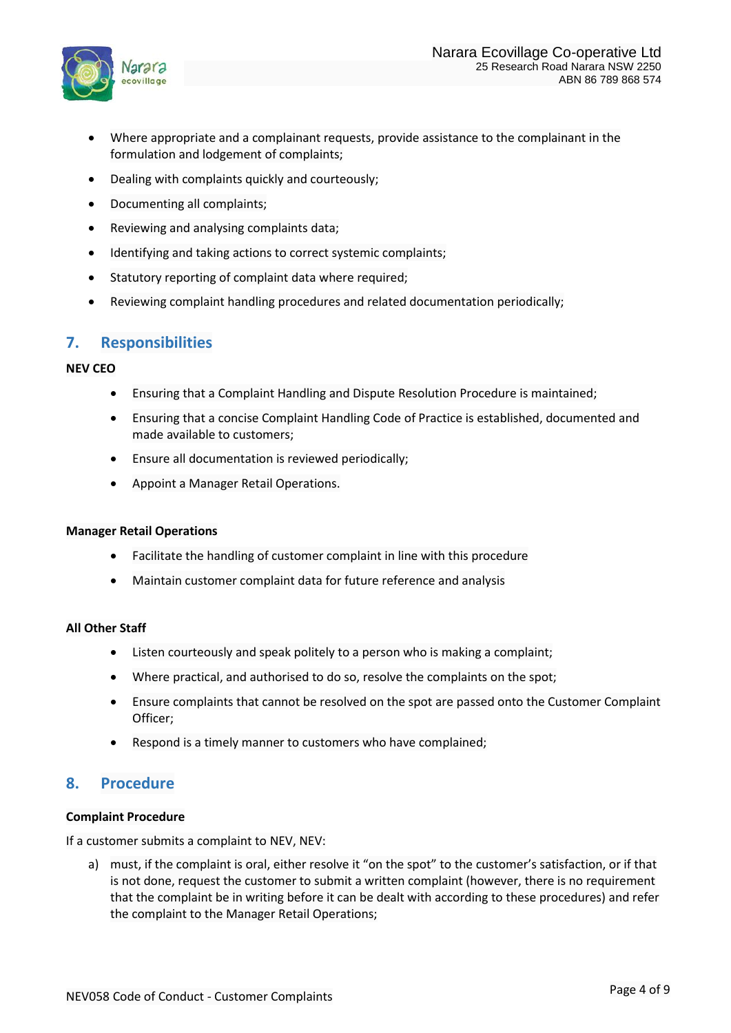- Where appropriate and a complainant requests, provide assistance to the complainant in the formulation and lodgement of complaints;
- Dealing with complaints quickly and courteously;
- Documenting all complaints;
- Reviewing and analysing complaints data;
- Identifying and taking actions to correct systemic complaints;
- Statutory reporting of complaint data where required;
- Reviewing complaint handling procedures and related documentation periodically;

## 7. Responsibilities

**NEV CEO**

- Ensuring that a Complaint Handling and Dispute Resolution Procedure is maintained;
- Ensuring that a concise Complaint Handling Code of Practice is established, documented and made available to customers;
- Ensure all documentation is reviewed periodically;
- Appoint a Manager Retail Operations.

**Manager Retail Operations**

- Facilitate the handling of customer complaint in line with this procedure
- Maintain customer complaint data for future reference and analysis

**All Other Staff**

- Listen courteously and speak politely to a person who is making a complaint;
- Where practical, and authorised to do so, resolve the complaints on the spot;
- Ensure complaints that cannot be resolved on the spot are passed onto the Customer Complaint Officer;
- Respond is a timely manner to customers who have complained;

## 8. Procedure

**Complaint Procedure**

If a customer submits a complaint to NEV, NEV:

a) must, if the complaint is oral, either resolve it "on the spot" to the customer's satisfaction, or if that is not done, request the customer to submit a written complaint (however, there is no requirement that the complaint be in writing before it can be dealt with according to these procedures) and refer the complaint to the Manager Retail Operations;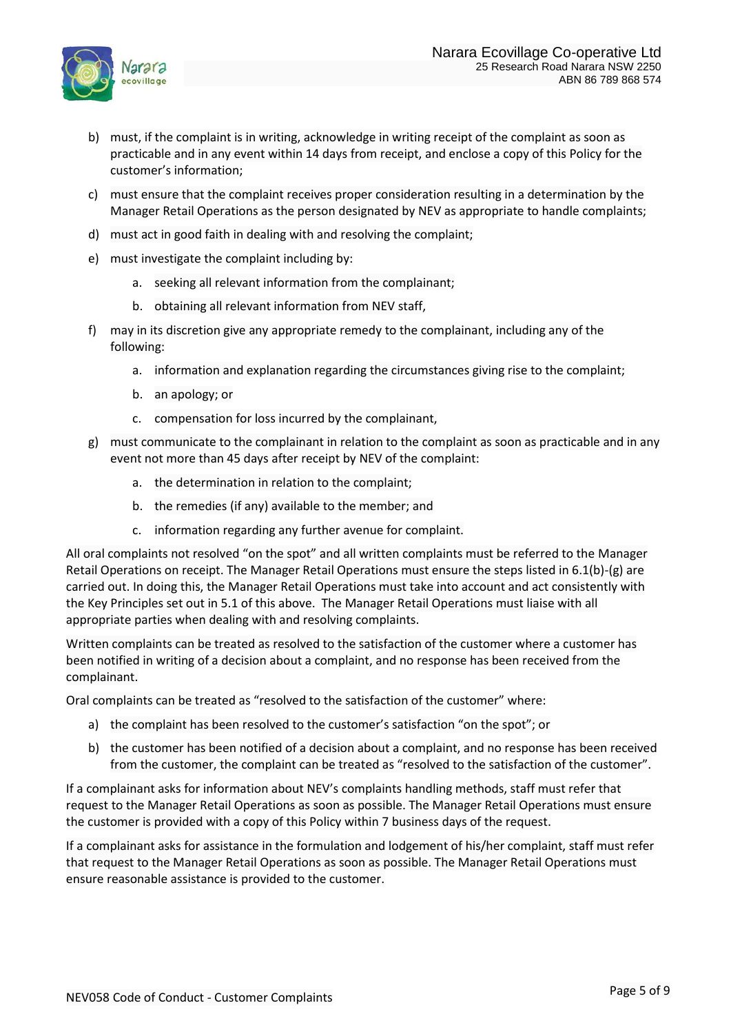b) must, if the complaint is in writing, acknowledge in writing receipt of the complaint as soon as practicable and in any event within 14 days from receipt, and enclose a copy of this Policy for the customer's information;

c) must ensure that the complaint receives proper consideration resulting in a determination by the Manager Retail Operations as the person designated by NEV as appropriate to handle complaints;

d) must act in good faith in dealing with and resolving the complaint;

e) must investigate the complaint including by:

   a. seeking all relevant information from the complainant;

   b. obtaining all relevant information from NEV staff,

f) may in its discretion give any appropriate remedy to the complainant, including any of the following:

   a. information and explanation regarding the circumstances giving rise to the complaint;

   b. an apology; or

   c. compensation for loss incurred by the complainant,

g) must communicate to the complainant in relation to the complaint as soon as practicable and in any event not more than 45 days after receipt by NEV of the complaint:

   a. the determination in relation to the complaint;

   b. the remedies (if any) available to the member; and

   c. information regarding any further avenue for complaint.

All oral complaints not resolved "on the spot" and all written complaints must be referred to the Manager Retail Operations on receipt. The Manager Retail Operations must ensure the steps listed in 6.1(b)-(g) are carried out. In doing this, the Manager Retail Operations must take into account and act consistently with the Key Principles set out in 5.1 of this above. The Manager Retail Operations must liaise with all appropriate parties when dealing with and resolving complaints.

Written complaints can be treated as resolved to the satisfaction of the customer where a customer has been notified in writing of a decision about a complaint, and no response has been received from the complainant.

Oral complaints can be treated as "resolved to the satisfaction of the customer" where:

a) the complaint has been resolved to the customer's satisfaction "on the spot"; or

b) the customer has been notified of a decision about a complaint, and no response has been received from the customer, the complaint can be treated as "resolved to the satisfaction of the customer".

If a complainant asks for information about NEV's complaints handling methods, staff must refer that request to the Manager Retail Operations as soon as possible. The Manager Retail Operations must ensure the customer is provided with a copy of this Policy within 7 business days of the request.

If a complainant asks for assistance in the formulation and lodgement of his/her complaint, staff must refer that request to the Manager Retail Operations as soon as possible. The Manager Retail Operations must ensure reasonable assistance is provided to the customer.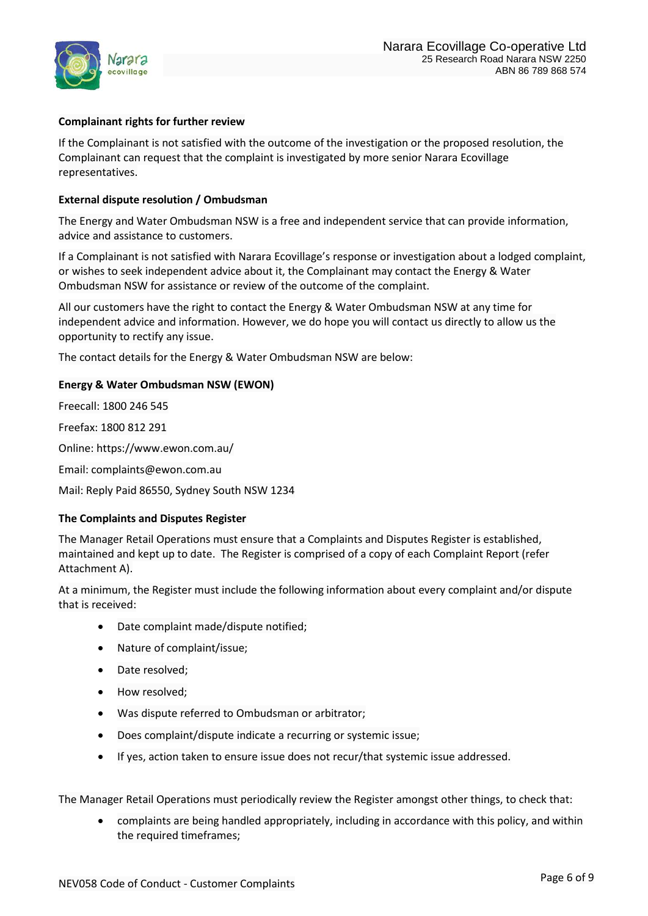**Complainant rights for further review**

If the Complainant is not satisfied with the outcome of the investigation or the proposed resolution, the Complainant can request that the complaint is investigated by more senior Narara Ecovillage representatives.

**External dispute resolution / Ombudsman**

The Energy and Water Ombudsman NSW is a free and independent service that can provide information, advice and assistance to customers.

If a Complainant is not satisfied with Narara Ecovillage's response or investigation about a lodged complaint, or wishes to seek independent advice about it, the Complainant may contact the Energy & Water Ombudsman NSW for assistance or review of the outcome of the complaint.

All our customers have the right to contact the Energy & Water Ombudsman NSW at any time for independent advice and information. However, we do hope you will contact us directly to allow us the opportunity to rectify any issue.

The contact details for the Energy & Water Ombudsman NSW are below:

**Energy & Water Ombudsman NSW (EWON)**

Freecall: 1800 246 545

Freefax: 1800 812 291

Online: https://www.ewon.com.au/

Email: complaints@ewon.com.au

Mail: Reply Paid 86550, Sydney South NSW 1234

**The Complaints and Disputes Register**

The Manager Retail Operations must ensure that a Complaints and Disputes Register is established, maintained and kept up to date. The Register is comprised of a copy of each Complaint Report (refer Attachment A).

At a minimum, the Register must include the following information about every complaint and/or dispute that is received:

- Date complaint made/dispute notified;
- Nature of complaint/issue;
- Date resolved;
- How resolved;
- Was dispute referred to Ombudsman or arbitrator;
- Does complaint/dispute indicate a recurring or systemic issue;
- If yes, action taken to ensure issue does not recur/that systemic issue addressed.

The Manager Retail Operations must periodically review the Register amongst other things, to check that:

- complaints are being handled appropriately, including in accordance with this policy, and within the required timeframes;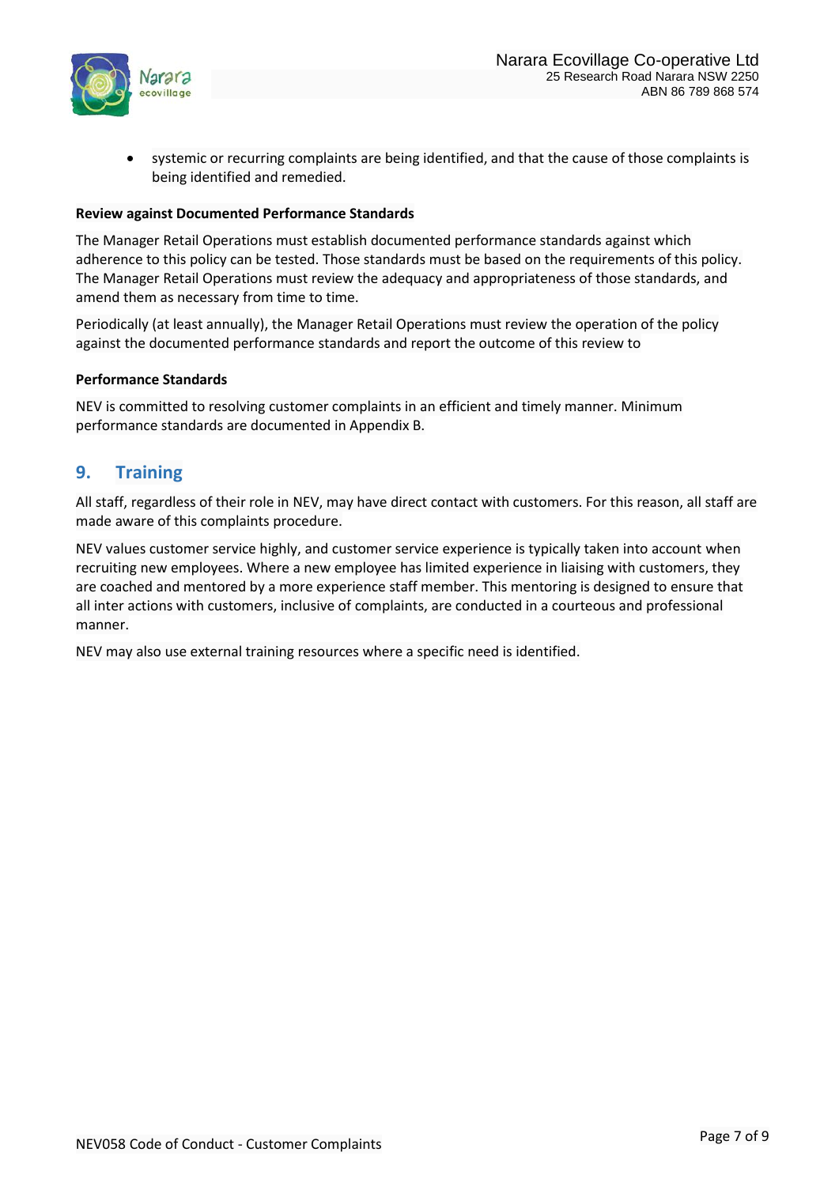- systemic or recurring complaints are being identified, and that the cause of those complaints is being identified and remedied.

**Review against Documented Performance Standards**

The Manager Retail Operations must establish documented performance standards against which adherence to this policy can be tested. Those standards must be based on the requirements of this policy. The Manager Retail Operations must review the adequacy and appropriateness of those standards, and amend them as necessary from time to time.

Periodically (at least annually), the Manager Retail Operations must review the operation of the policy against the documented performance standards and report the outcome of this review to

**Performance Standards**

NEV is committed to resolving customer complaints in an efficient and timely manner. Minimum performance standards are documented in Appendix B.

## 9. Training

All staff, regardless of their role in NEV, may have direct contact with customers. For this reason, all staff are made aware of this complaints procedure.

NEV values customer service highly, and customer service experience is typically taken into account when recruiting new employees. Where a new employee has limited experience in liaising with customers, they are coached and mentored by a more experience staff member. This mentoring is designed to ensure that all inter actions with customers, inclusive of complaints, are conducted in a courteous and professional manner.

NEV may also use external training resources where a specific need is identified.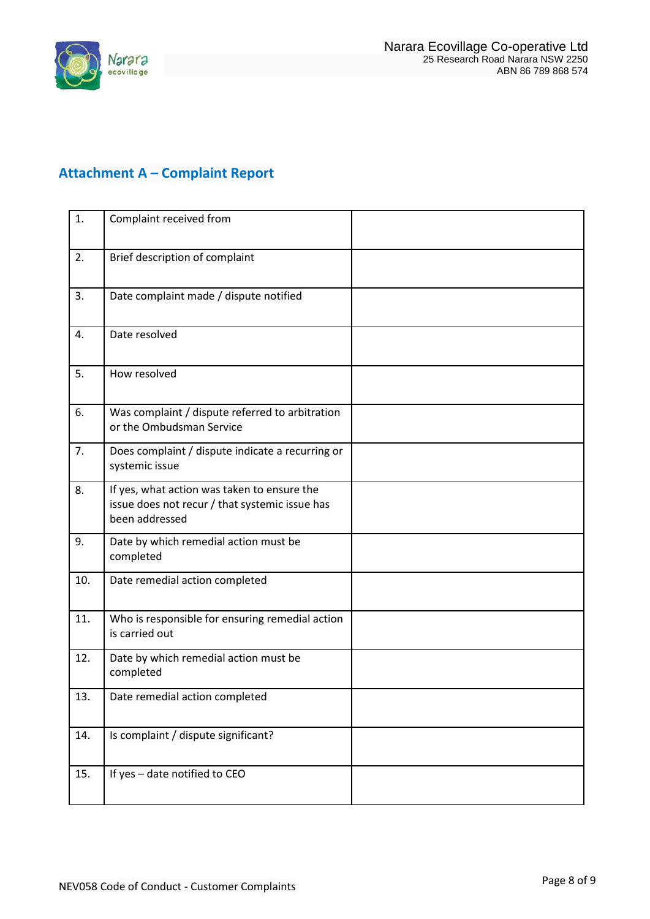## Attachment A – Complaint Report

| | | |
|---|---|---|
| 1. | Complaint received from | |
| 2. | Brief description of complaint | |
| 3. | Date complaint made / dispute notified | |
| 4. | Date resolved | |
| 5. | How resolved | |
| 6. | Was complaint / dispute referred to arbitration or the Ombudsman Service | |
| 7. | Does complaint / dispute indicate a recurring or systemic issue | |
| 8. | If yes, what action was taken to ensure the issue does not recur / that systemic issue has been addressed | |
| 9. | Date by which remedial action must be completed | |
| 10. | Date remedial action completed | |
| 11. | Who is responsible for ensuring remedial action is carried out | |
| 12. | Date by which remedial action must be completed | |
| 13. | Date remedial action completed | |
| 14. | Is complaint / dispute significant? | |
| 15. | If yes – date notified to CEO | |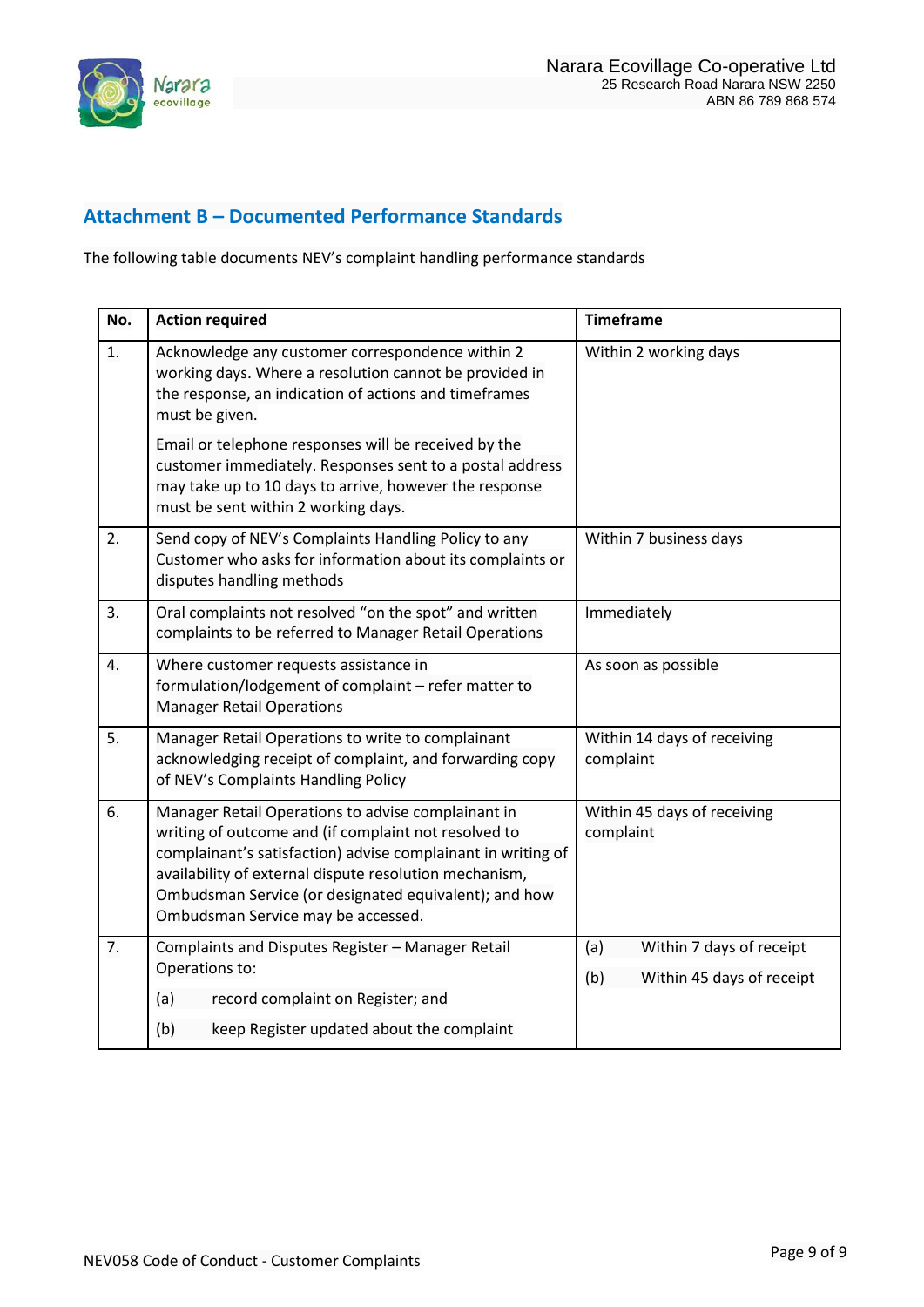## Attachment B – Documented Performance Standards

The following table documents NEV's complaint handling performance standards

| No. | Action required | Timeframe |
|---|---|---|
| 1. | Acknowledge any customer correspondence within 2 working days. Where a resolution cannot be provided in the response, an indication of actions and timeframes must be given.<br><br>Email or telephone responses will be received by the customer immediately. Responses sent to a postal address may take up to 10 days to arrive, however the response must be sent within 2 working days. | Within 2 working days |
| 2. | Send copy of NEV's Complaints Handling Policy to any Customer who asks for information about its complaints or disputes handling methods | Within 7 business days |
| 3. | Oral complaints not resolved "on the spot" and written complaints to be referred to Manager Retail Operations | Immediately |
| 4. | Where customer requests assistance in formulation/lodgement of complaint – refer matter to Manager Retail Operations | As soon as possible |
| 5. | Manager Retail Operations to write to complainant acknowledging receipt of complaint, and forwarding copy of NEV's Complaints Handling Policy | Within 14 days of receiving complaint |
| 6. | Manager Retail Operations to advise complainant in writing of outcome and (if complaint not resolved to complainant's satisfaction) advise complainant in writing of availability of external dispute resolution mechanism, Ombudsman Service (or designated equivalent); and how Ombudsman Service may be accessed. | Within 45 days of receiving complaint |
| 7. | Complaints and Disputes Register – Manager Retail Operations to:<br>(a) record complaint on Register; and<br>(b) keep Register updated about the complaint | (a) Within 7 days of receipt<br>(b) Within 45 days of receipt |

NEV058 Code of Conduct - Customer Complaints